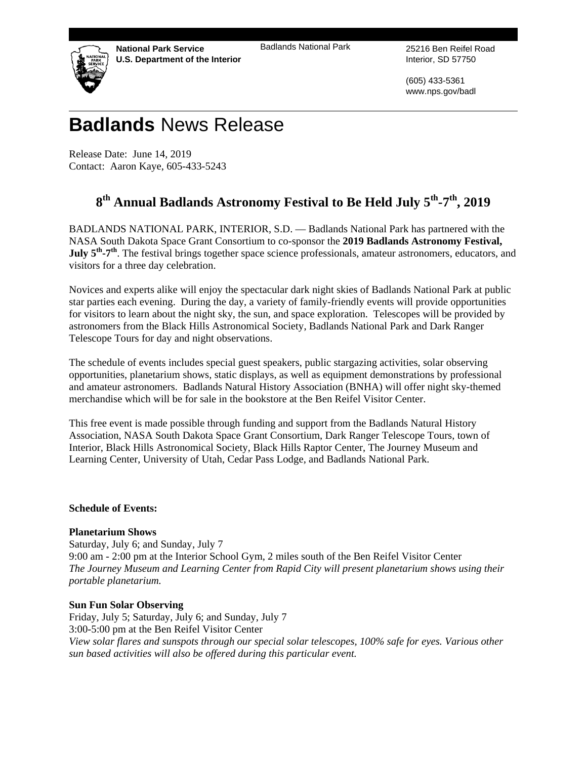**National Park Service**
**U.S. Department of the Interior**

Badlands National Park

25216 Ben Reifel Road
Interior, SD 57750

(605) 433-5361
www.nps.gov/badl

# **Badlands** News Release

Release Date: June 14, 2019
Contact: Aaron Kaye, 605-433-5243

## 8th Annual Badlands Astronomy Festival to Be Held July 5th-7th, 2019

BADLANDS NATIONAL PARK, INTERIOR, S.D. — Badlands National Park has partnered with the NASA South Dakota Space Grant Consortium to co-sponsor the **2019 Badlands Astronomy Festival, July 5th-7th**. The festival brings together space science professionals, amateur astronomers, educators, and visitors for a three day celebration.

Novices and experts alike will enjoy the spectacular dark night skies of Badlands National Park at public star parties each evening. During the day, a variety of family-friendly events will provide opportunities for visitors to learn about the night sky, the sun, and space exploration. Telescopes will be provided by astronomers from the Black Hills Astronomical Society, Badlands National Park and Dark Ranger Telescope Tours for day and night observations.

The schedule of events includes special guest speakers, public stargazing activities, solar observing opportunities, planetarium shows, static displays, as well as equipment demonstrations by professional and amateur astronomers. Badlands Natural History Association (BNHA) will offer night sky-themed merchandise which will be for sale in the bookstore at the Ben Reifel Visitor Center.

This free event is made possible through funding and support from the Badlands Natural History Association, NASA South Dakota Space Grant Consortium, Dark Ranger Telescope Tours, town of Interior, Black Hills Astronomical Society, Black Hills Raptor Center, The Journey Museum and Learning Center, University of Utah, Cedar Pass Lodge, and Badlands National Park.

**Schedule of Events:**

**Planetarium Shows**
Saturday, July 6; and Sunday, July 7
9:00 am - 2:00 pm at the Interior School Gym, 2 miles south of the Ben Reifel Visitor Center
*The Journey Museum and Learning Center from Rapid City will present planetarium shows using their portable planetarium.*

**Sun Fun Solar Observing**
Friday, July 5; Saturday, July 6; and Sunday, July 7
3:00-5:00 pm at the Ben Reifel Visitor Center
*View solar flares and sunspots through our special solar telescopes, 100% safe for eyes. Various other sun based activities will also be offered during this particular event.*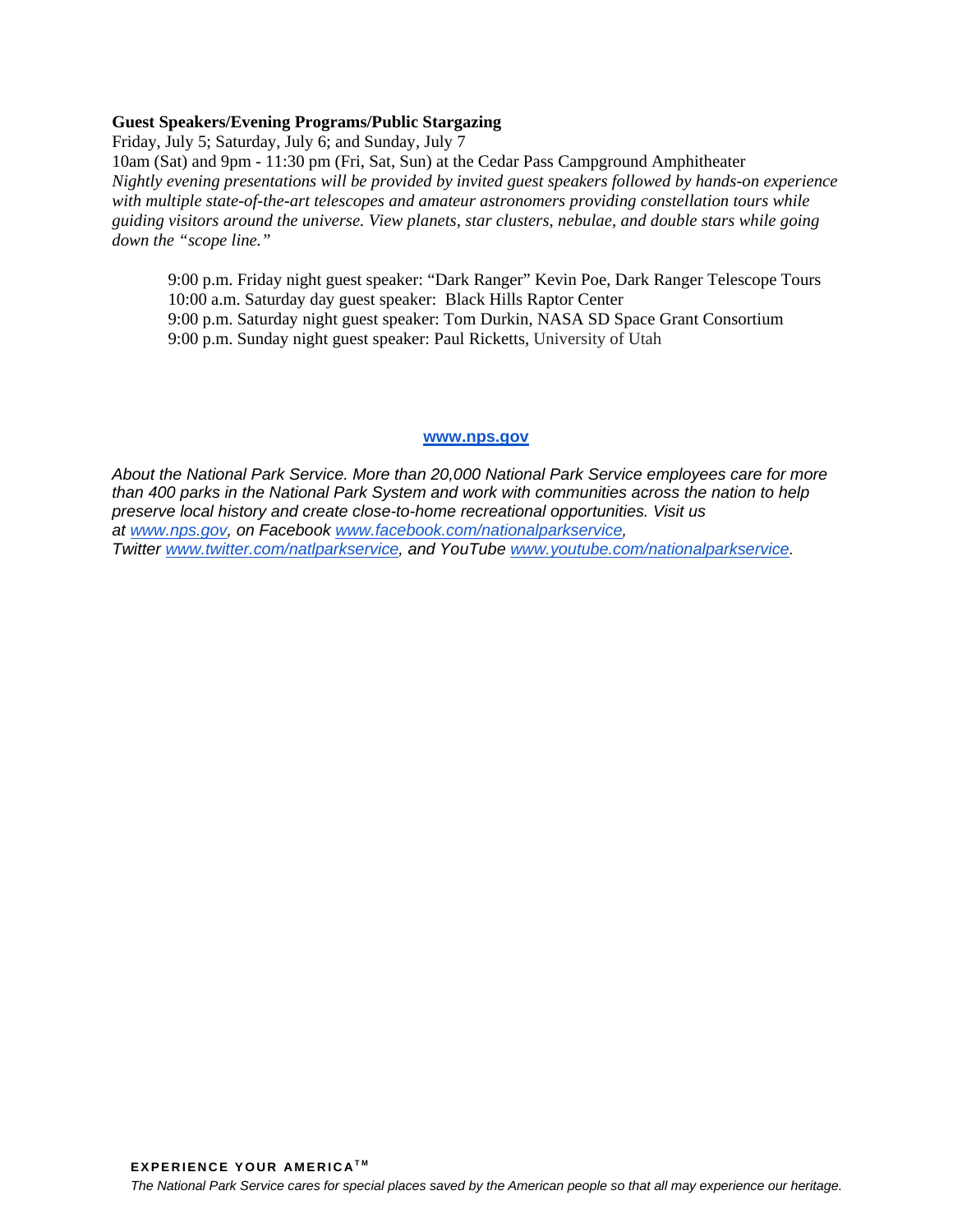**Guest Speakers/Evening Programs/Public Stargazing**

Friday, July 5; Saturday, July 6; and Sunday, July 7

10am (Sat) and 9pm - 11:30 pm (Fri, Sat, Sun) at the Cedar Pass Campground Amphitheater

*Nightly evening presentations will be provided by invited guest speakers followed by hands-on experience with multiple state-of-the-art telescopes and amateur astronomers providing constellation tours while guiding visitors around the universe. View planets, star clusters, nebulae, and double stars while going down the "scope line."*

9:00 p.m. Friday night guest speaker: "Dark Ranger" Kevin Poe, Dark Ranger Telescope Tours
10:00 a.m. Saturday day guest speaker: Black Hills Raptor Center
9:00 p.m. Saturday night guest speaker: Tom Durkin, NASA SD Space Grant Consortium
9:00 p.m. Sunday night guest speaker: Paul Ricketts, University of Utah

**www.nps.gov**

*About the National Park Service. More than 20,000 National Park Service employees care for more than 400 parks in the National Park System and work with communities across the nation to help preserve local history and create close-to-home recreational opportunities. Visit us at www.nps.gov, on Facebook www.facebook.com/nationalparkservice, Twitter www.twitter.com/natlparkservice, and YouTube www.youtube.com/nationalparkservice.*

**EXPERIENCE YOUR AMERICA™**

*The National Park Service cares for special places saved by the American people so that all may experience our heritage.*